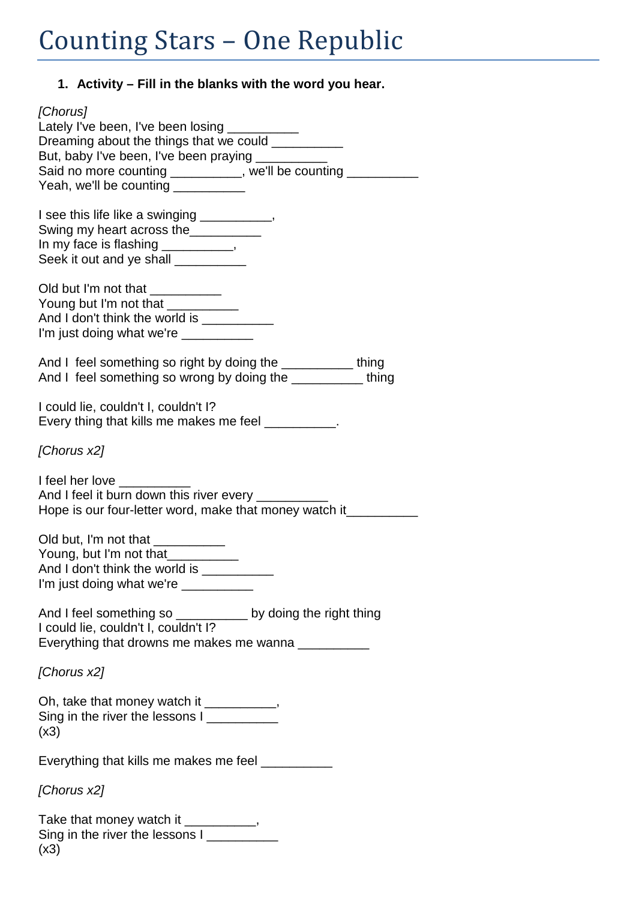# Counting Stars – One Republic

1. **Activity – Fill in the blanks with the word you hear.**

*[Chorus]*
Lately I've been, I've been losing __________
Dreaming about the things that we could __________
But, baby I've been, I've been praying __________
Said no more counting __________, we'll be counting __________
Yeah, we'll be counting __________

I see this life like a swinging __________,
Swing my heart across the__________
In my face is flashing __________,
Seek it out and ye shall __________

Old but I'm not that __________
Young but I'm not that __________
And I don't think the world is __________
I'm just doing what we're __________

And I feel something so right by doing the __________ thing
And I feel something so wrong by doing the __________ thing

I could lie, couldn't I, couldn't I?
Every thing that kills me makes me feel __________.

*[Chorus x2]*

I feel her love __________
And I feel it burn down this river every __________
Hope is our four-letter word, make that money watch it__________

Old but, I'm not that __________
Young, but I'm not that__________
And I don't think the world is __________
I'm just doing what we're __________

And I feel something so __________ by doing the right thing
I could lie, couldn't I, couldn't I?
Everything that drowns me makes me wanna __________

*[Chorus x2]*

Oh, take that money watch it __________,
Sing in the river the lessons I __________
(x3)

Everything that kills me makes me feel __________

*[Chorus x2]*

Take that money watch it __________,
Sing in the river the lessons I __________
(x3)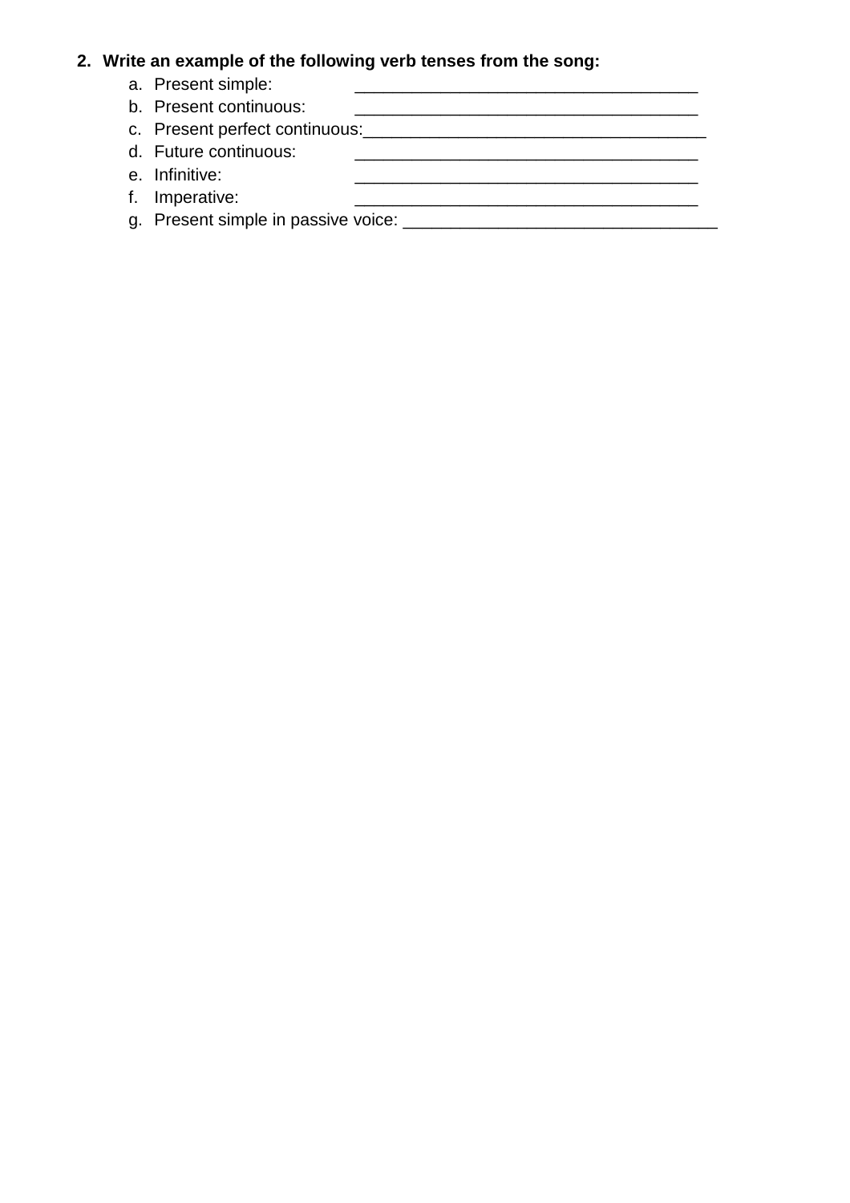2. **Write an example of the following verb tenses from the song:**
    a. Present simple: ____________________________________
    b. Present continuous: ____________________________________
    c. Present perfect continuous:____________________________________
    d. Future continuous: ____________________________________
    e. Infinitive: ____________________________________
    f. Imperative: ____________________________________
    g. Present simple in passive voice: _________________________________